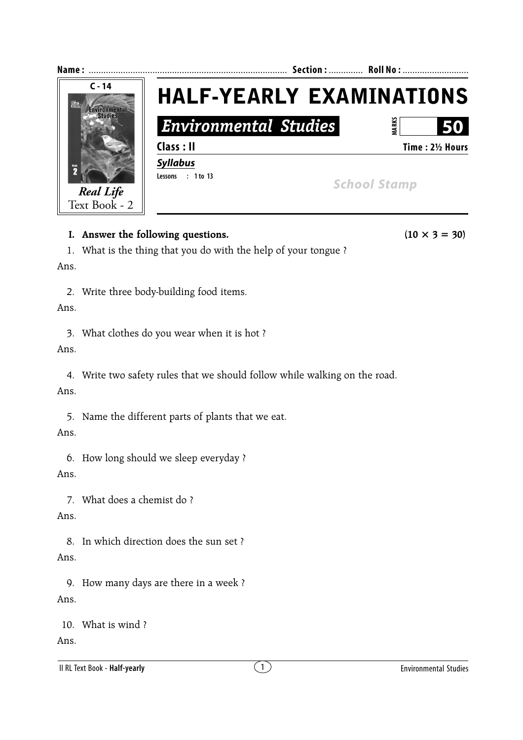Name : ................................................................................ Section : ............. Roll No : ...........................

C - 14

*Real Life*
Text Book - 2

# HALF-YEARLY EXAMINATIONS

## *Environmental Studies*

MARKS **50**

**Class : II** **Time : 2½ Hours**

***Syllabus***

**Lessons : 1 to 13**

*School Stamp*

---

**I. Answer the following questions.** **(10 × 3 = 30)**

1. What is the thing that you do with the help of your tongue ?

Ans.

2. Write three body-building food items.

Ans.

3. What clothes do you wear when it is hot ?

Ans.

4. Write two safety rules that we should follow while walking on the road.

Ans.

5. Name the different parts of plants that we eat.

Ans.

6. How long should we sleep everyday ?

Ans.

7. What does a chemist do ?

Ans.

8. In which direction does the sun set ?

Ans.

9. How many days are there in a week ?

Ans.

10. What is wind ?

Ans.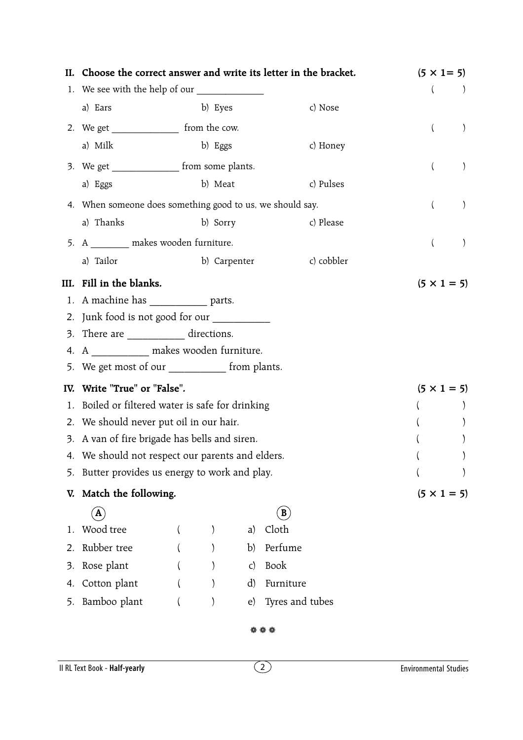**II. Choose the correct answer and write its letter in the bracket.** **(5 × 1= 5)**

1. We see with the help of our ______________ ( )
   a) Ears b) Eyes c) Nose
2. We get ______________ from the cow. ( )
   a) Milk b) Eggs c) Honey
3. We get ______________ from some plants. ( )
   a) Eggs b) Meat c) Pulses
4. When someone does something good to us, we should say. ( )
   a) Thanks b) Sorry c) Please
5. A ________ makes wooden furniture. ( )
   a) Tailor b) Carpenter c) cobbler

**III. Fill in the blanks.** **(5 × 1 = 5)**

1. A machine has ___________ parts.
2. Junk food is not good for our ___________
3. There are ___________ directions.
4. A ___________ makes wooden furniture.
5. We get most of our ___________ from plants.

**IV. Write "True" or "False".** **(5 × 1 = 5)**

1. Boiled or filtered water is safe for drinking ( )
2. We should never put oil in our hair. ( )
3. A van of fire brigade has bells and siren. ( )
4. We should not respect our parents and elders. ( )
5. Butter provides us energy to work and play. ( )

**V. Match the following.** **(5 × 1 = 5)**

| A | | B |
|---|---|---|
| 1. Wood tree | ( ) | a) Cloth |
| 2. Rubber tree | ( ) | b) Perfume |
| 3. Rose plant | ( ) | c) Book |
| 4. Cotton plant | ( ) | d) Furniture |
| 5. Bamboo plant | ( ) | e) Tyres and tubes |

❁ ❁ ❁